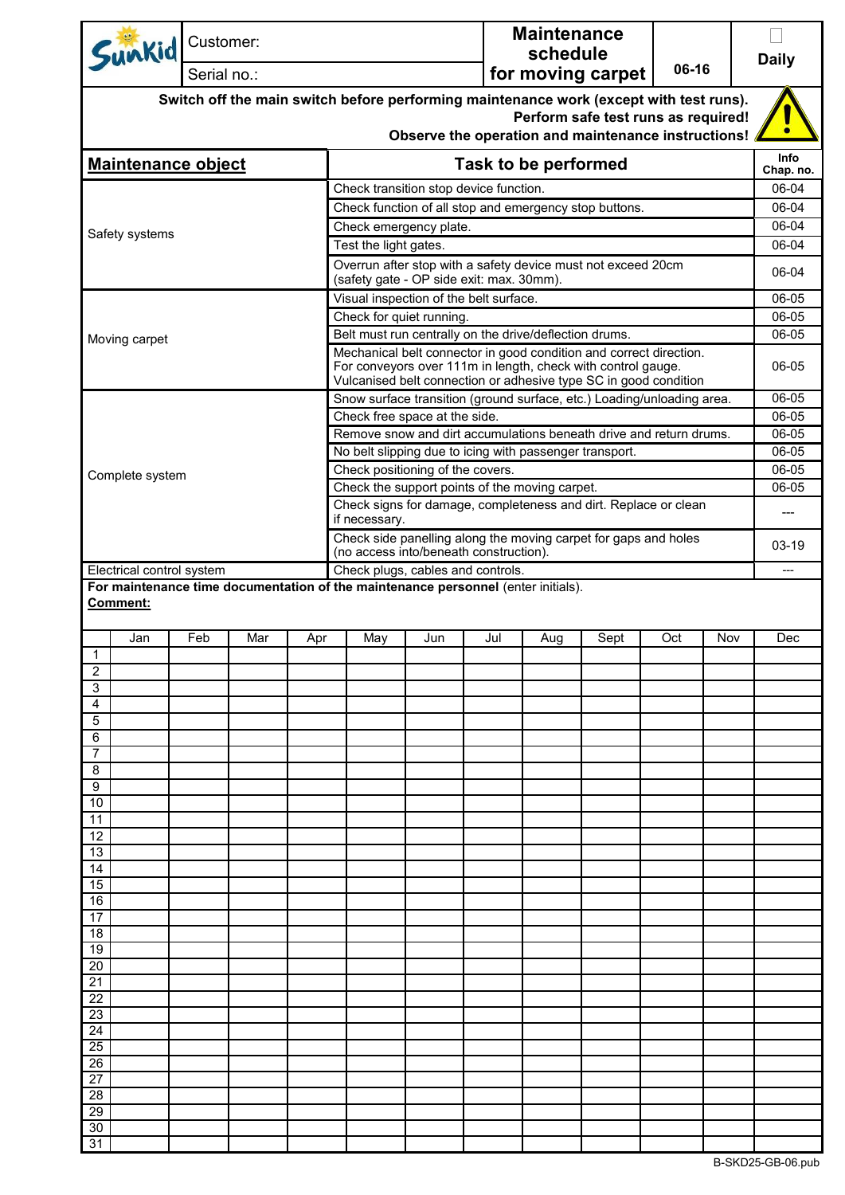| Sunkid | Customer: | Maintenance schedule for moving carpet | 06-16 | Daily |
|---|---|---|---|---|
| | Serial no.: | | | |

**Switch off the main switch before performing maintenance work (except with test runs).**
**Perform safe test runs as required!**
**Observe the operation and maintenance instructions!**

| Maintenance object | Task to be performed | Info Chap. no. |
|---|---|---|
| Safety systems | Check transition stop device function. | 06-04 |
| | Check function of all stop and emergency stop buttons. | 06-04 |
| | Check emergency plate. | 06-04 |
| | Test the light gates. | 06-04 |
| | Overrun after stop with a safety device must not exceed 20cm (safety gate - OP side exit: max. 30mm). | 06-04 |
| Moving carpet | Visual inspection of the belt surface. | 06-05 |
| | Check for quiet running. | 06-05 |
| | Belt must run centrally on the drive/deflection drums. | 06-05 |
| | Mechanical belt connector in good condition and correct direction. For conveyors over 111m in length, check with control gauge. Vulcanised belt connection or adhesive type SC in good condition | 06-05 |
| Complete system | Snow surface transition (ground surface, etc.) Loading/unloading area. | 06-05 |
| | Check free space at the side. | 06-05 |
| | Remove snow and dirt accumulations beneath drive and return drums. | 06-05 |
| | No belt slipping due to icing with passenger transport. | 06-05 |
| | Check positioning of the covers. | 06-05 |
| | Check the support points of the moving carpet. | 06-05 |
| | Check signs for damage, completeness and dirt. Replace or clean if necessary. | --- |
| | Check side panelling along the moving carpet for gaps and holes (no access into/beneath construction). | 03-19 |
| Electrical control system | Check plugs, cables and controls. | --- |

**For maintenance time documentation of the maintenance personnel** (enter initials).

**Comment:**

| | Jan | Feb | Mar | Apr | May | Jun | Jul | Aug | Sept | Oct | Nov | Dec |
|---|---|---|---|---|---|---|---|---|---|---|---|---|
| 1 | | | | | | | | | | | | |
| 2 | | | | | | | | | | | | |
| 3 | | | | | | | | | | | | |
| 4 | | | | | | | | | | | | |
| 5 | | | | | | | | | | | | |
| 6 | | | | | | | | | | | | |
| 7 | | | | | | | | | | | | |
| 8 | | | | | | | | | | | | |
| 9 | | | | | | | | | | | | |
| 10 | | | | | | | | | | | | |
| 11 | | | | | | | | | | | | |
| 12 | | | | | | | | | | | | |
| 13 | | | | | | | | | | | | |
| 14 | | | | | | | | | | | | |
| 15 | | | | | | | | | | | | |
| 16 | | | | | | | | | | | | |
| 17 | | | | | | | | | | | | |
| 18 | | | | | | | | | | | | |
| 19 | | | | | | | | | | | | |
| 20 | | | | | | | | | | | | |
| 21 | | | | | | | | | | | | |
| 22 | | | | | | | | | | | | |
| 23 | | | | | | | | | | | | |
| 24 | | | | | | | | | | | | |
| 25 | | | | | | | | | | | | |
| 26 | | | | | | | | | | | | |
| 27 | | | | | | | | | | | | |
| 28 | | | | | | | | | | | | |
| 29 | | | | | | | | | | | | |
| 30 | | | | | | | | | | | | |
| 31 | | | | | | | | | | | | |

B-SKD25-GB-06.pub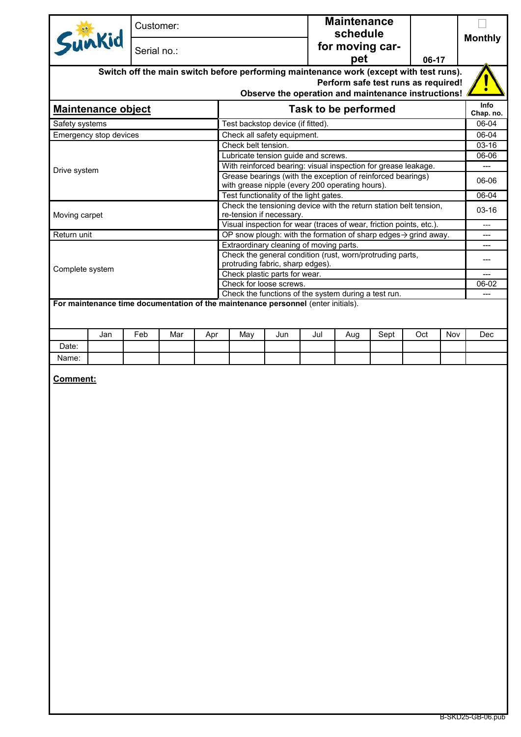| Sunkid | Customer: | Maintenance schedule for moving carpet | | Monthly |
|---|---|---|---|---|
| | Serial no.: | | 06-17 | |

**Switch off the main switch before performing maintenance work (except with test runs).**
**Perform safe test runs as required!**
**Observe the operation and maintenance instructions!**

| Maintenance object | Task to be performed | Info Chap. no. |
|---|---|---|
| Safety systems | Test backstop device (if fitted). | 06-04 |
| Emergency stop devices | Check all safety equipment. | 06-04 |
| Drive system | Check belt tension. | 03-16 |
| | Lubricate tension guide and screws. | 06-06 |
| | With reinforced bearing: visual inspection for grease leakage. | --- |
| | Grease bearings (with the exception of reinforced bearings) with grease nipple (every 200 operating hours). | 06-06 |
| | Test functionality of the light gates. | 06-04 |
| Moving carpet | Check the tensioning device with the return station belt tension, re-tension if necessary. | 03-16 |
| | Visual inspection for wear (traces of wear, friction points, etc.). | --- |
| Return unit | OP snow plough: with the formation of sharp edges→ grind away. | --- |
| Complete system | Extraordinary cleaning of moving parts. | --- |
| | Check the general condition (rust, worn/protruding parts, protruding fabric, sharp edges). | --- |
| | Check plastic parts for wear. | --- |
| | Check for loose screws. | 06-02 |
| | Check the functions of the system during a test run. | --- |

**For maintenance time documentation of the maintenance personnel** (enter initials).

| | Jan | Feb | Mar | Apr | May | Jun | Jul | Aug | Sept | Oct | Nov | Dec |
|---|---|---|---|---|---|---|---|---|---|---|---|---|
| Date: | | | | | | | | | | | | |
| Name: | | | | | | | | | | | | |

**Comment:**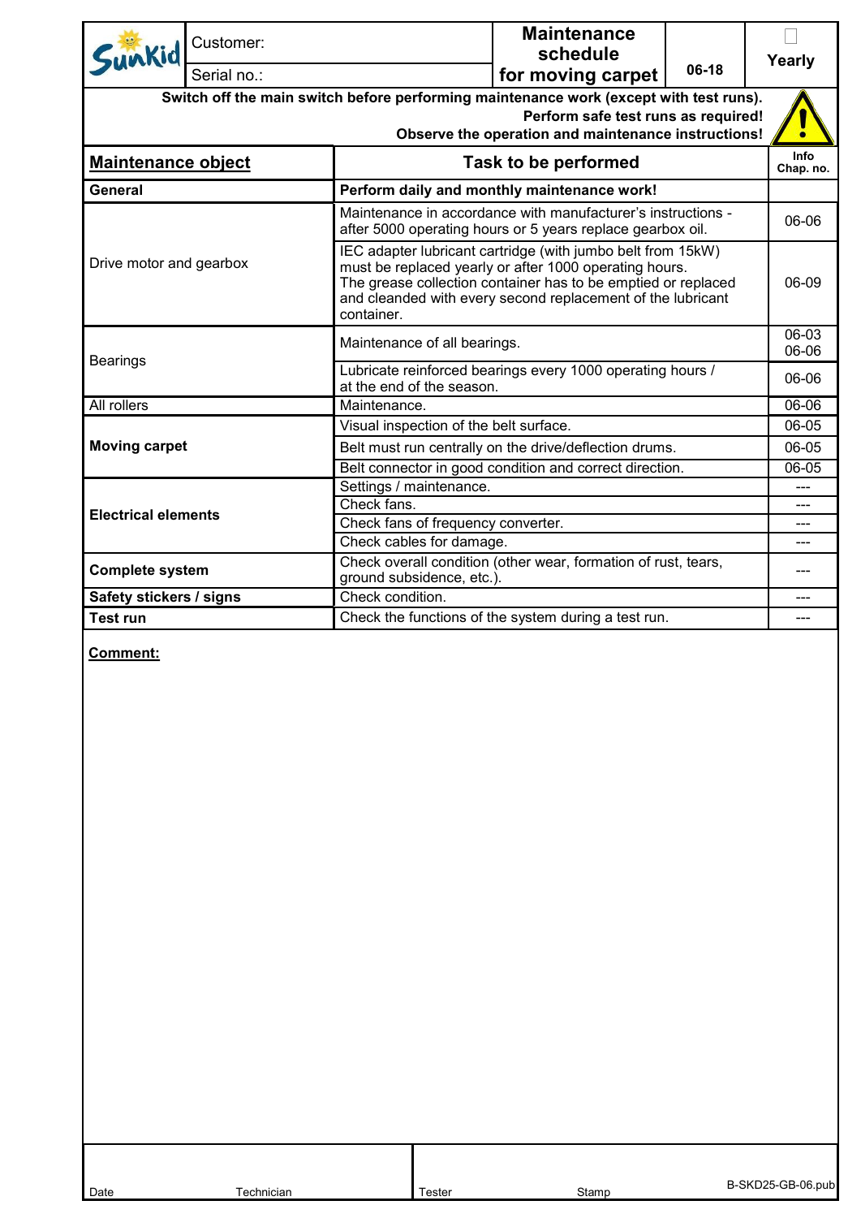| Customer: | | Maintenance schedule for moving carpet | 06-18 | ☐ Yearly |
|---|---|---|---|---|
| Serial no.: | | | | |

**Switch off the main switch before performing maintenance work (except with test runs).**
**Perform safe test runs as required!**
**Observe the operation and maintenance instructions!**

| **Maintenance object** | **Task to be performed** | **Info Chap. no.** |
|---|---|---|
| **General** | **Perform daily and monthly maintenance work!** | |
| Drive motor and gearbox | Maintenance in accordance with manufacturer's instructions - after 5000 operating hours or 5 years replace gearbox oil. | 06-06 |
| | IEC adapter lubricant cartridge (with jumbo belt from 15kW) must be replaced yearly or after 1000 operating hours. The grease collection container has to be emptied or replaced and cleanded with every second replacement of the lubricant container. | 06-09 |
| Bearings | Maintenance of all bearings. | 06-03 06-06 |
| | Lubricate reinforced bearings every 1000 operating hours / at the end of the season. | 06-06 |
| All rollers | Maintenance. | 06-06 |
| **Moving carpet** | Visual inspection of the belt surface. | 06-05 |
| | Belt must run centrally on the drive/deflection drums. | 06-05 |
| | Belt connector in good condition and correct direction. | 06-05 |
| **Electrical elements** | Settings / maintenance. | --- |
| | Check fans. | --- |
| | Check fans of frequency converter. | --- |
| | Check cables for damage. | --- |
| **Complete system** | Check overall condition (other wear, formation of rust, tears, ground subsidence, etc.). | --- |
| **Safety stickers / signs** | Check condition. | --- |
| **Test run** | Check the functions of the system during a test run. | --- |

**Comment:**

| Date | Technician | Tester | Stamp |
|---|---|---|---|
| | | | |

B-SKD25-GB-06.pub